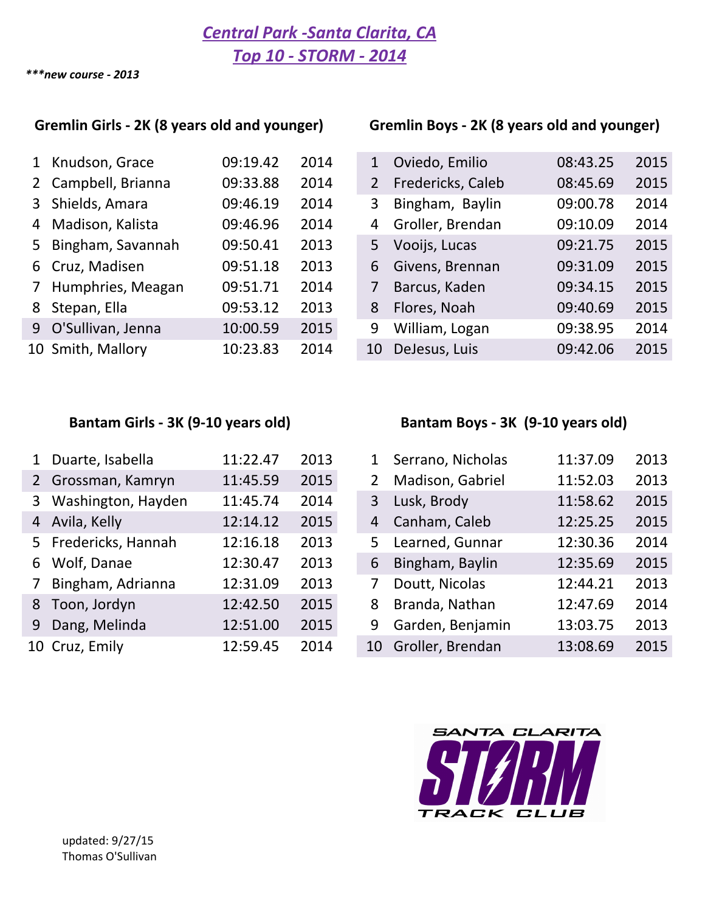# *Central Park -Santa Clarita, CA*
# *Top 10 - STORM - 2014*

***\*\*\*new course - 2013***

### Gremlin Girls - 2K (8 years old and younger)

| | Name | Time | Year |
|---|---|---|---|
| 1 | Knudson, Grace | 09:19.42 | 2014 |
| 2 | Campbell, Brianna | 09:33.88 | 2014 |
| 3 | Shields, Amara | 09:46.19 | 2014 |
| 4 | Madison, Kalista | 09:46.96 | 2014 |
| 5 | Bingham, Savannah | 09:50.41 | 2013 |
| 6 | Cruz, Madisen | 09:51.18 | 2013 |
| 7 | Humphries, Meagan | 09:51.71 | 2014 |
| 8 | Stepan, Ella | 09:53.12 | 2013 |
| 9 | O'Sullivan, Jenna | 10:00.59 | 2015 |
| 10 | Smith, Mallory | 10:23.83 | 2014 |

### Gremlin Boys - 2K (8 years old and younger)

| | Name | Time | Year |
|---|---|---|---|
| 1 | Oviedo, Emilio | 08:43.25 | 2015 |
| 2 | Fredericks, Caleb | 08:45.69 | 2015 |
| 3 | Bingham, Baylin | 09:00.78 | 2014 |
| 4 | Groller, Brendan | 09:10.09 | 2014 |
| 5 | Vooijs, Lucas | 09:21.75 | 2015 |
| 6 | Givens, Brennan | 09:31.09 | 2015 |
| 7 | Barcus, Kaden | 09:34.15 | 2015 |
| 8 | Flores, Noah | 09:40.69 | 2015 |
| 9 | William, Logan | 09:38.95 | 2014 |
| 10 | DeJesus, Luis | 09:42.06 | 2015 |

### Bantam Girls - 3K (9-10 years old)

| | Name | Time | Year |
|---|---|---|---|
| 1 | Duarte, Isabella | 11:22.47 | 2013 |
| 2 | Grossman, Kamryn | 11:45.59 | 2015 |
| 3 | Washington, Hayden | 11:45.74 | 2014 |
| 4 | Avila, Kelly | 12:14.12 | 2015 |
| 5 | Fredericks, Hannah | 12:16.18 | 2013 |
| 6 | Wolf, Danae | 12:30.47 | 2013 |
| 7 | Bingham, Adrianna | 12:31.09 | 2013 |
| 8 | Toon, Jordyn | 12:42.50 | 2015 |
| 9 | Dang, Melinda | 12:51.00 | 2015 |
| 10 | Cruz, Emily | 12:59.45 | 2014 |

### Bantam Boys - 3K (9-10 years old)

| | Name | Time | Year |
|---|---|---|---|
| 1 | Serrano, Nicholas | 11:37.09 | 2013 |
| 2 | Madison, Gabriel | 11:52.03 | 2013 |
| 3 | Lusk, Brody | 11:58.62 | 2015 |
| 4 | Canham, Caleb | 12:25.25 | 2015 |
| 5 | Learned, Gunnar | 12:30.36 | 2014 |
| 6 | Bingham, Baylin | 12:35.69 | 2015 |
| 7 | Doutt, Nicolas | 12:44.21 | 2013 |
| 8 | Branda, Nathan | 12:47.69 | 2014 |
| 9 | Garden, Benjamin | 13:03.75 | 2013 |
| 10 | Groller, Brendan | 13:08.69 | 2015 |

SANTA CLARITA STORM TRACK CLUB

updated: 9/27/15
Thomas O'Sullivan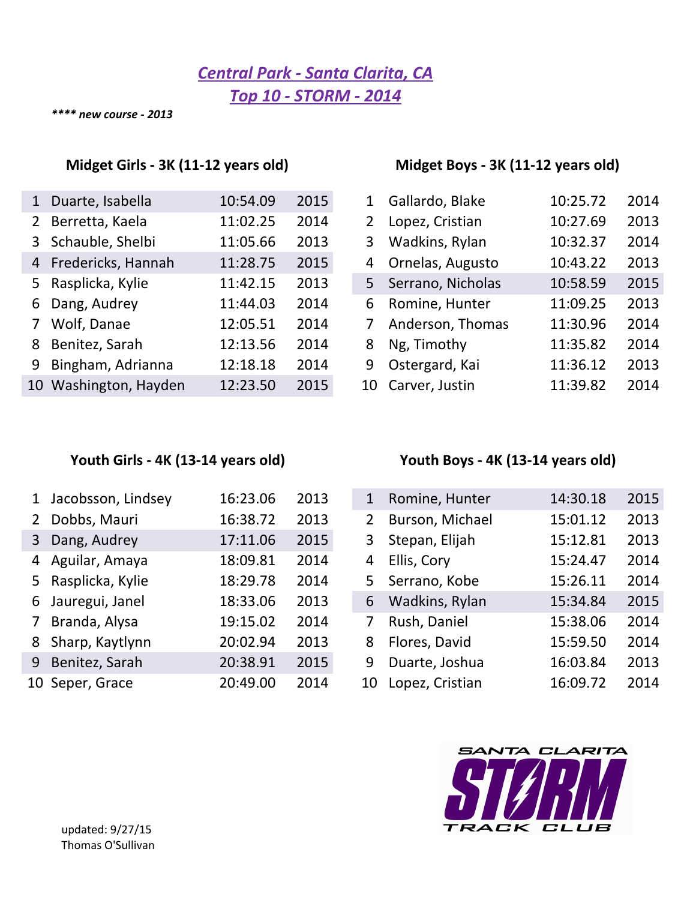# *Central Park - Santa Clarita, CA*

## *Top 10 - STORM - 2014*

***\*\*\*\* new course - 2013***

### Midget Girls - 3K (11-12 years old)

| | | | |
|---|---|---|---|
| 1 | Duarte, Isabella | 10:54.09 | 2015 |
| 2 | Berretta, Kaela | 11:02.25 | 2014 |
| 3 | Schauble, Shelbi | 11:05.66 | 2013 |
| 4 | Fredericks, Hannah | 11:28.75 | 2015 |
| 5 | Rasplicka, Kylie | 11:42.15 | 2013 |
| 6 | Dang, Audrey | 11:44.03 | 2014 |
| 7 | Wolf, Danae | 12:05.51 | 2014 |
| 8 | Benitez, Sarah | 12:13.56 | 2014 |
| 9 | Bingham, Adrianna | 12:18.18 | 2014 |
| 10 | Washington, Hayden | 12:23.50 | 2015 |

### Midget Boys - 3K (11-12 years old)

| | | | |
|---|---|---|---|
| 1 | Gallardo, Blake | 10:25.72 | 2014 |
| 2 | Lopez, Cristian | 10:27.69 | 2013 |
| 3 | Wadkins, Rylan | 10:32.37 | 2014 |
| 4 | Ornelas, Augusto | 10:43.22 | 2013 |
| 5 | Serrano, Nicholas | 10:58.59 | 2015 |
| 6 | Romine, Hunter | 11:09.25 | 2013 |
| 7 | Anderson, Thomas | 11:30.96 | 2014 |
| 8 | Ng, Timothy | 11:35.82 | 2014 |
| 9 | Ostergard, Kai | 11:36.12 | 2013 |
| 10 | Carver, Justin | 11:39.82 | 2014 |

### Youth Girls - 4K (13-14 years old)

| | | | |
|---|---|---|---|
| 1 | Jacobsson, Lindsey | 16:23.06 | 2013 |
| 2 | Dobbs, Mauri | 16:38.72 | 2013 |
| 3 | Dang, Audrey | 17:11.06 | 2015 |
| 4 | Aguilar, Amaya | 18:09.81 | 2014 |
| 5 | Rasplicka, Kylie | 18:29.78 | 2014 |
| 6 | Jauregui, Janel | 18:33.06 | 2013 |
| 7 | Branda, Alysa | 19:15.02 | 2014 |
| 8 | Sharp, Kaytlynn | 20:02.94 | 2013 |
| 9 | Benitez, Sarah | 20:38.91 | 2015 |
| 10 | Seper, Grace | 20:49.00 | 2014 |

### Youth Boys - 4K (13-14 years old)

| | | | |
|---|---|---|---|
| 1 | Romine, Hunter | 14:30.18 | 2015 |
| 2 | Burson, Michael | 15:01.12 | 2013 |
| 3 | Stepan, Elijah | 15:12.81 | 2013 |
| 4 | Ellis, Cory | 15:24.47 | 2014 |
| 5 | Serrano, Kobe | 15:26.11 | 2014 |
| 6 | Wadkins, Rylan | 15:34.84 | 2015 |
| 7 | Rush, Daniel | 15:38.06 | 2014 |
| 8 | Flores, David | 15:59.50 | 2014 |
| 9 | Duarte, Joshua | 16:03.84 | 2013 |
| 10 | Lopez, Cristian | 16:09.72 | 2014 |

updated: 9/27/15
Thomas O'Sullivan

SANTA CLARITA STORM TRACK CLUB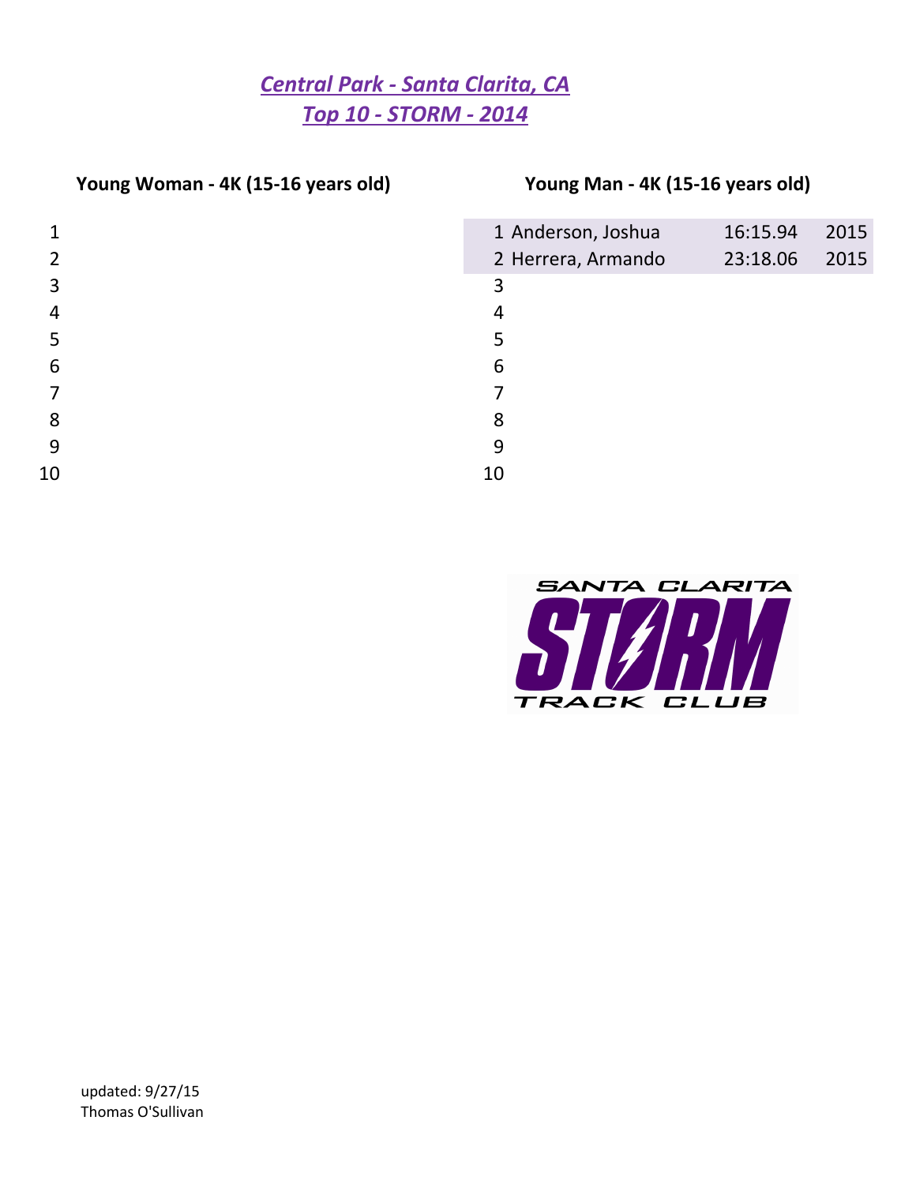# *Central Park - Santa Clarita, CA*
## *Top 10 - STORM - 2014*

### Young Woman - 4K (15-16 years old)

| | | | |
|---|---|---|---|
| 1 | | | |
| 2 | | | |
| 3 | | | |
| 4 | | | |
| 5 | | | |
| 6 | | | |
| 7 | | | |
| 8 | | | |
| 9 | | | |
| 10 | | | |

### Young Man - 4K (15-16 years old)

| | | | |
|---|---|---|---|
| 1 | Anderson, Joshua | 16:15.94 | 2015 |
| 2 | Herrera, Armando | 23:18.06 | 2015 |
| 3 | | | |
| 4 | | | |
| 5 | | | |
| 6 | | | |
| 7 | | | |
| 8 | | | |
| 9 | | | |
| 10 | | | |

updated: 9/27/15
Thomas O'Sullivan